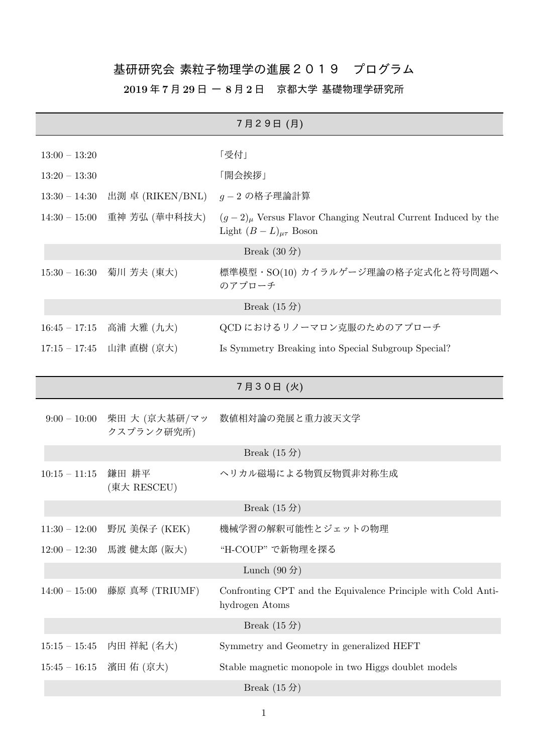# 基研研究会 素粒子物理学の進展２０１９　プログラム

**2019 年 7 月 29 日 ー 8 月 2 日　京都大学 基礎物理学研究所**

## 7月29日 (月)

| | | |
|---|---|---|
| 13:00 – 13:20 | | 「受付」 |
| 13:20 – 13:30 | | 「開会挨拶」 |
| 13:30 – 14:30 | 出渕 卓 (RIKEN/BNL) | $g-2$ の格子理論計算 |
| 14:30 – 15:00 | 重神 芳弘 (華中科技大) | $(g-2)_\mu$ Versus Flavor Changing Neutral Current Induced by the Light $(B-L)_{\mu\tau}$ Boson |
| | | Break (30 分) |
| 15:30 – 16:30 | 菊川 芳夫 (東大) | 標準模型・SO(10) カイラルゲージ理論の格子定式化と符号問題へのアプローチ |
| | | Break (15 分) |
| 16:45 – 17:15 | 高浦 大雅 (九大) | QCD におけるリノーマロン克服のためのアプローチ |
| 17:15 – 17:45 | 山津 直樹 (京大) | Is Symmetry Breaking into Special Subgroup Special? |

## 7月30日 (火)

| | | |
|---|---|---|
| 9:00 – 10:00 | 柴田 大 (京大基研/マックスプランク研究所) | 数値相対論の発展と重力波天文学 |
| | | Break (15 分) |
| 10:15 – 11:15 | 鎌田 耕平 (東大 RESCEU) | ヘリカル磁場による物質反物質非対称生成 |
| | | Break (15 分) |
| 11:30 – 12:00 | 野尻 美保子 (KEK) | 機械学習の解釈可能性とジェットの物理 |
| 12:00 – 12:30 | 馬渡 健太郎 (阪大) | “H-COUP” で新物理を探る |
| | | Lunch (90 分) |
| 14:00 – 15:00 | 藤原 真琴 (TRIUMF) | Confronting CPT and the Equivalence Principle with Cold Antihydrogen Atoms |
| | | Break (15 分) |
| 15:15 – 15:45 | 内田 祥紀 (名大) | Symmetry and Geometry in generalized HEFT |
| 15:45 – 16:15 | 濱田 佑 (京大) | Stable magnetic monopole in two Higgs doublet models |
| | | Break (15 分) |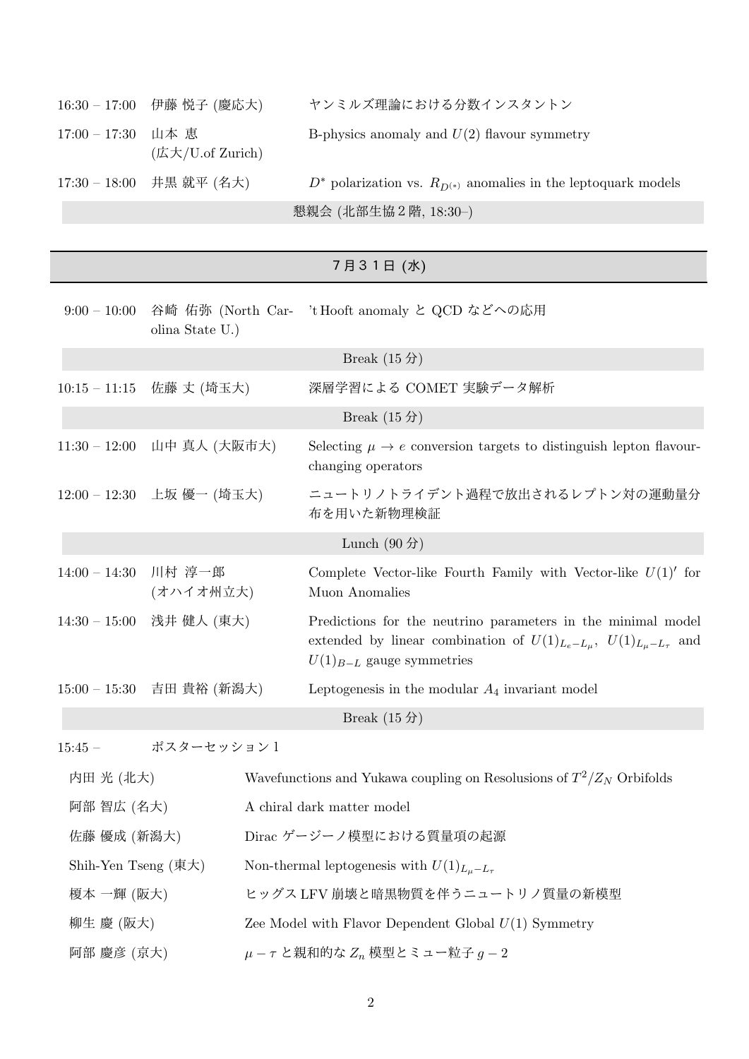| | | |
|---|---|---|
| 16:30 – 17:00 | 伊藤 悦子 (慶応大) | ヤンミルズ理論における分数インスタントン |
| 17:00 – 17:30 | 山本 恵 (広大/U.of Zurich) | B-physics anomaly and $U(2)$ flavour symmetry |
| 17:30 – 18:00 | 井黒 就平 (名大) | $D^*$ polarization vs. $R_{D^{(*)}}$ anomalies in the leptoquark models |
| | 懇親会 (北部生協２階, 18:30–) | |

## ７月３１日 (水)

| | | |
|---|---|---|
| 9:00 – 10:00 | 谷崎 佑弥 (North Carolina State U.) | 't Hooft anomaly と QCD などへの応用 |
| | Break (15 分) | |
| 10:15 – 11:15 | 佐藤 丈 (埼玉大) | 深層学習による COMET 実験データ解析 |
| | Break (15 分) | |
| 11:30 – 12:00 | 山中 真人 (大阪市大) | Selecting $\mu \to e$ conversion targets to distinguish lepton flavour-changing operators |
| 12:00 – 12:30 | 上坂 優一 (埼玉大) | ニュートリノトライデント過程で放出されるレプトン対の運動量分布を用いた新物理検証 |
| | Lunch (90 分) | |
| 14:00 – 14:30 | 川村 淳一郎 (オハイオ州立大) | Complete Vector-like Fourth Family with Vector-like $U(1)'$ for Muon Anomalies |
| 14:30 – 15:00 | 浅井 健人 (東大) | Predictions for the neutrino parameters in the minimal model extended by linear combination of $U(1)_{L_e - L_\mu}$, $U(1)_{L_\mu - L_\tau}$ and $U(1)_{B-L}$ gauge symmetries |
| 15:00 – 15:30 | 吉田 貴裕 (新潟大) | Leptogenesis in the modular $A_4$ invariant model |
| | Break (15 分) | |
| 15:45 – | ポスターセッション 1 | |

| | |
|---|---|
| 内田 光 (北大) | Wavefunctions and Yukawa coupling on Resolusions of $T^2/Z_N$ Orbifolds |
| 阿部 智広 (名大) | A chiral dark matter model |
| 佐藤 優成 (新潟大) | Dirac ゲージーノ模型における質量項の起源 |
| Shih-Yen Tseng (東大) | Non-thermal leptogenesis with $U(1)_{L_\mu - L_\tau}$ |
| 榎本 一輝 (阪大) | ヒッグス LFV 崩壊と暗黒物質を伴うニュートリノ質量の新模型 |
| 柳生 慶 (阪大) | Zee Model with Flavor Dependent Global $U(1)$ Symmetry |
| 阿部 慶彦 (京大) | $\mu - \tau$ と親和的な $Z_n$ 模型とミュー粒子 $g-2$ |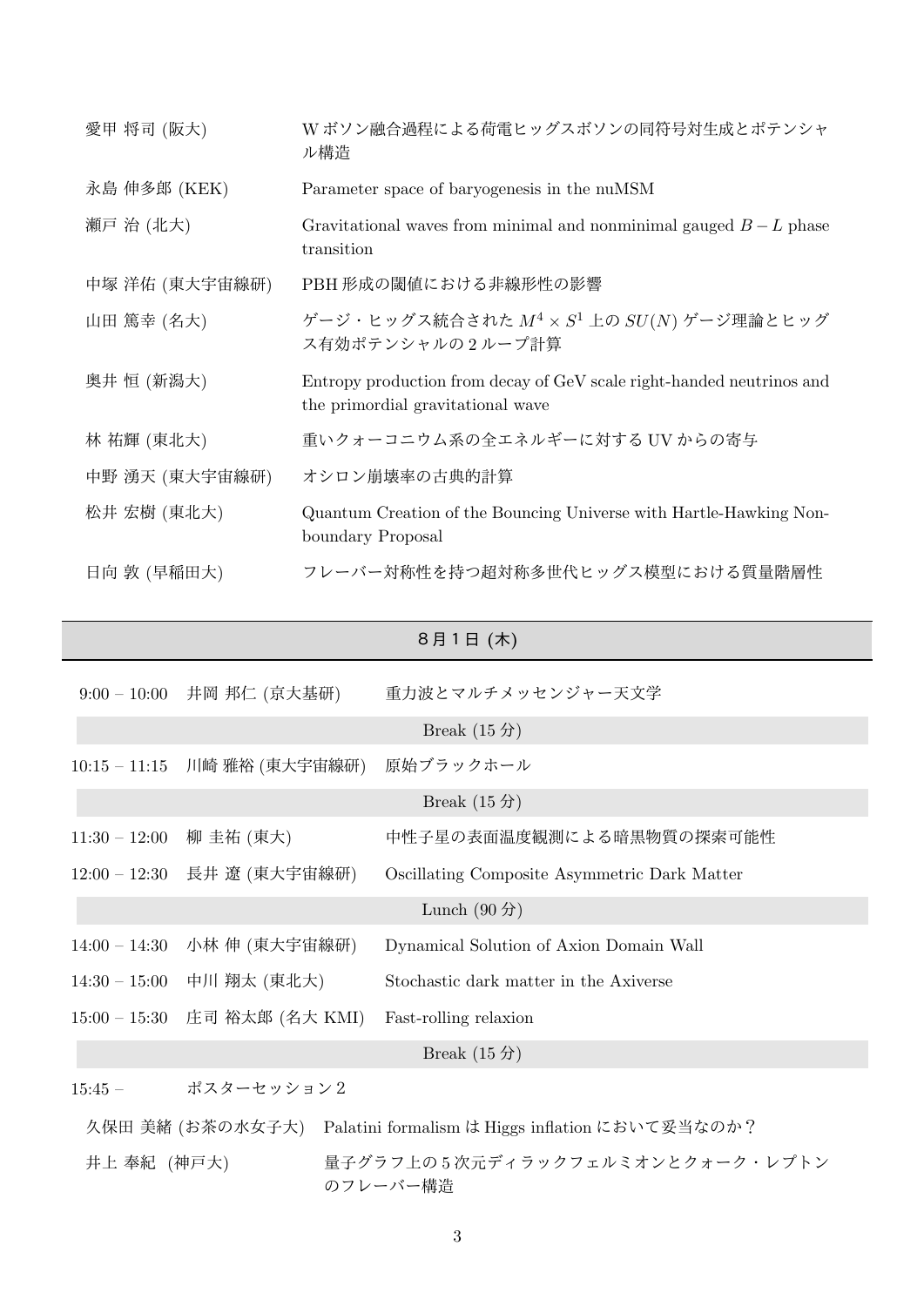| | |
|---|---|
| 愛甲 将司 (阪大) | W ボソン融合過程による荷電ヒッグスボソンの同符号対生成とポテンシャル構造 |
| 永島 伸多郎 (KEK) | Parameter space of baryogenesis in the nuMSM |
| 瀬戸 治 (北大) | Gravitational waves from minimal and nonminimal gauged $B-L$ phase transition |
| 中塚 洋佑 (東大宇宙線研) | PBH 形成の閾値における非線形性の影響 |
| 山田 篤幸 (名大) | ゲージ・ヒッグス統合された $M^4 \times S^1$ 上の $SU(N)$ ゲージ理論とヒッグス有効ポテンシャルの 2 ループ計算 |
| 奥井 恒 (新潟大) | Entropy production from decay of GeV scale right-handed neutrinos and the primordial gravitational wave |
| 林 祐輝 (東北大) | 重いクォーコニウム系の全エネルギーに対する UV からの寄与 |
| 中野 湧天 (東大宇宙線研) | オシロン崩壊率の古典的計算 |
| 松井 宏樹 (東北大) | Quantum Creation of the Bouncing Universe with Hartle-Hawking Non-boundary Proposal |
| 日向 敦 (早稲田大) | フレーバー対称性を持つ超対称多世代ヒッグス模型における質量階層性 |

## 8月1日 (木)

| | | |
|---|---|---|
| 9:00 – 10:00 | 井岡 邦仁 (京大基研) | 重力波とマルチメッセンジャー天文学 |
| | Break (15 分) | |
| 10:15 – 11:15 | 川崎 雅裕 (東大宇宙線研) | 原始ブラックホール |
| | Break (15 分) | |
| 11:30 – 12:00 | 柳 圭祐 (東大) | 中性子星の表面温度観測による暗黒物質の探索可能性 |
| 12:00 – 12:30 | 長井 遼 (東大宇宙線研) | Oscillating Composite Asymmetric Dark Matter |
| | Lunch (90 分) | |
| 14:00 – 14:30 | 小林 伸 (東大宇宙線研) | Dynamical Solution of Axion Domain Wall |
| 14:30 – 15:00 | 中川 翔太 (東北大) | Stochastic dark matter in the Axiverse |
| 15:00 – 15:30 | 庄司 裕太郎 (名大 KMI) | Fast-rolling relaxion |
| | Break (15 分) | |
| 15:45 – | ポスターセッション 2 | |

| | |
|---|---|
| 久保田 美緒 (お茶の水女子大) | Palatini formalism は Higgs inflation において妥当なのか？ |
| 井上 奉紀 (神戸大) | 量子グラフ上の 5 次元ディラックフェルミオンとクォーク・レプトンのフレーバー構造 |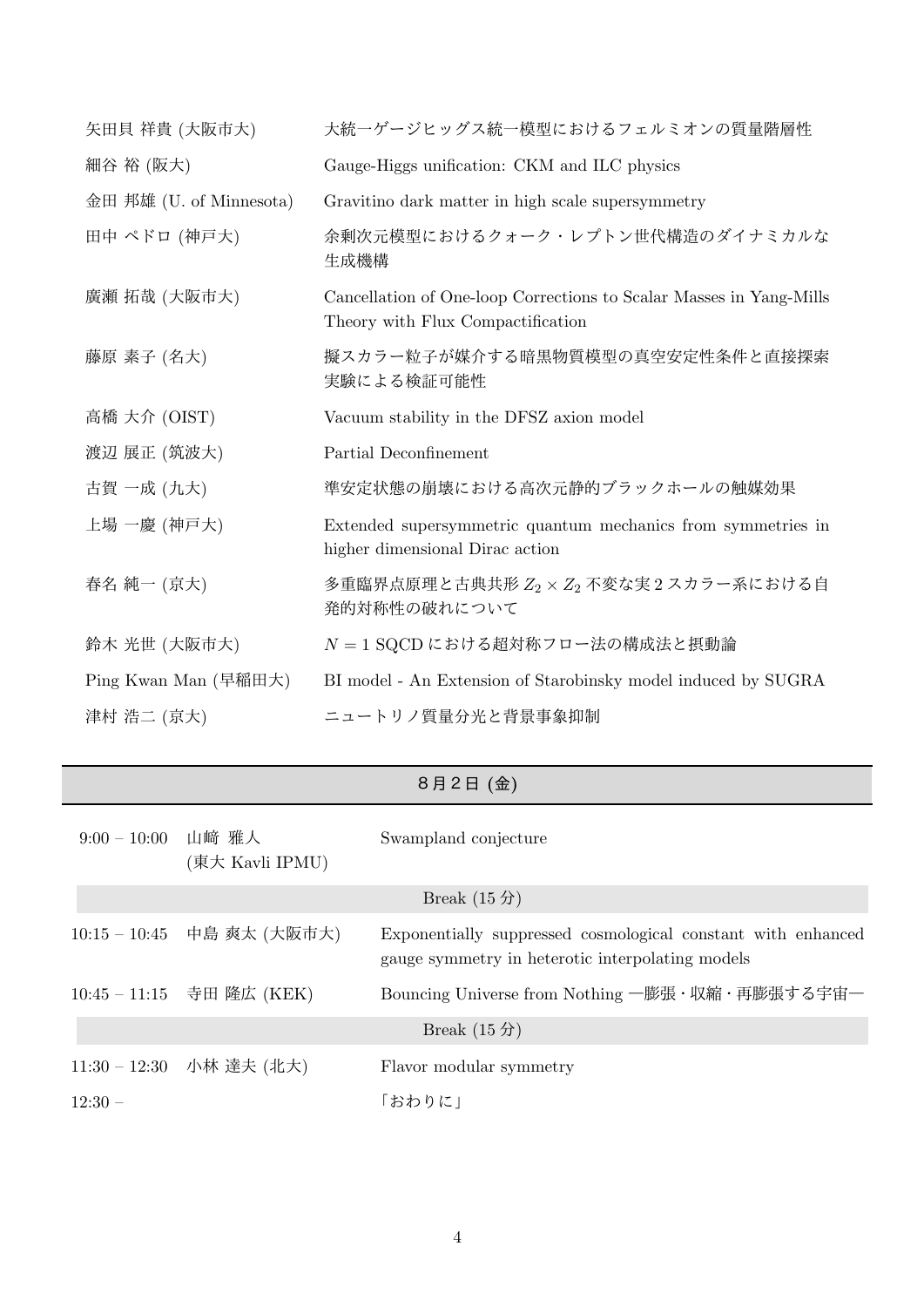| | |
|---|---|
| 矢田貝 祥貴 (大阪市大) | 大統一ゲージヒッグス統一模型におけるフェルミオンの質量階層性 |
| 細谷 裕 (阪大) | Gauge-Higgs unification: CKM and ILC physics |
| 金田 邦雄 (U. of Minnesota) | Gravitino dark matter in high scale supersymmetry |
| 田中 ペドロ (神戸大) | 余剰次元模型におけるクォーク・レプトン世代構造のダイナミカルな生成機構 |
| 廣瀬 拓哉 (大阪市大) | Cancellation of One-loop Corrections to Scalar Masses in Yang-Mills Theory with Flux Compactification |
| 藤原 素子 (名大) | 擬スカラー粒子が媒介する暗黒物質模型の真空安定性条件と直接探索実験による検証可能性 |
| 高橋 大介 (OIST) | Vacuum stability in the DFSZ axion model |
| 渡辺 展正 (筑波大) | Partial Deconfinement |
| 古賀 一成 (九大) | 準安定状態の崩壊における高次元静的ブラックホールの触媒効果 |
| 上場 一慶 (神戸大) | Extended supersymmetric quantum mechanics from symmetries in higher dimensional Dirac action |
| 春名 純一 (京大) | 多重臨界点原理と古典共形 $Z_2 \times Z_2$ 不変な実 2 スカラー系における自発的対称性の破れについて |
| 鈴木 光世 (大阪市大) | $N = 1$ SQCD における超対称フロー法の構成法と摂動論 |
| Ping Kwan Man (早稲田大) | BI model - An Extension of Starobinsky model induced by SUGRA |
| 津村 浩二 (京大) | ニュートリノ質量分光と背景事象抑制 |

## 8月2日 (金)

| | | |
|---|---|---|
| 9:00 – 10:00 | 山﨑 雅人 (東大 Kavli IPMU) | Swampland conjecture |
| | | Break (15 分) |
| 10:15 – 10:45 | 中島 爽太 (大阪市大) | Exponentially suppressed cosmological constant with enhanced gauge symmetry in heterotic interpolating models |
| 10:45 – 11:15 | 寺田 隆広 (KEK) | Bouncing Universe from Nothing —膨張・収縮・再膨張する宇宙— |
| | | Break (15 分) |
| 11:30 – 12:30 | 小林 達夫 (北大) | Flavor modular symmetry |
| 12:30 – | | 「おわりに」 |